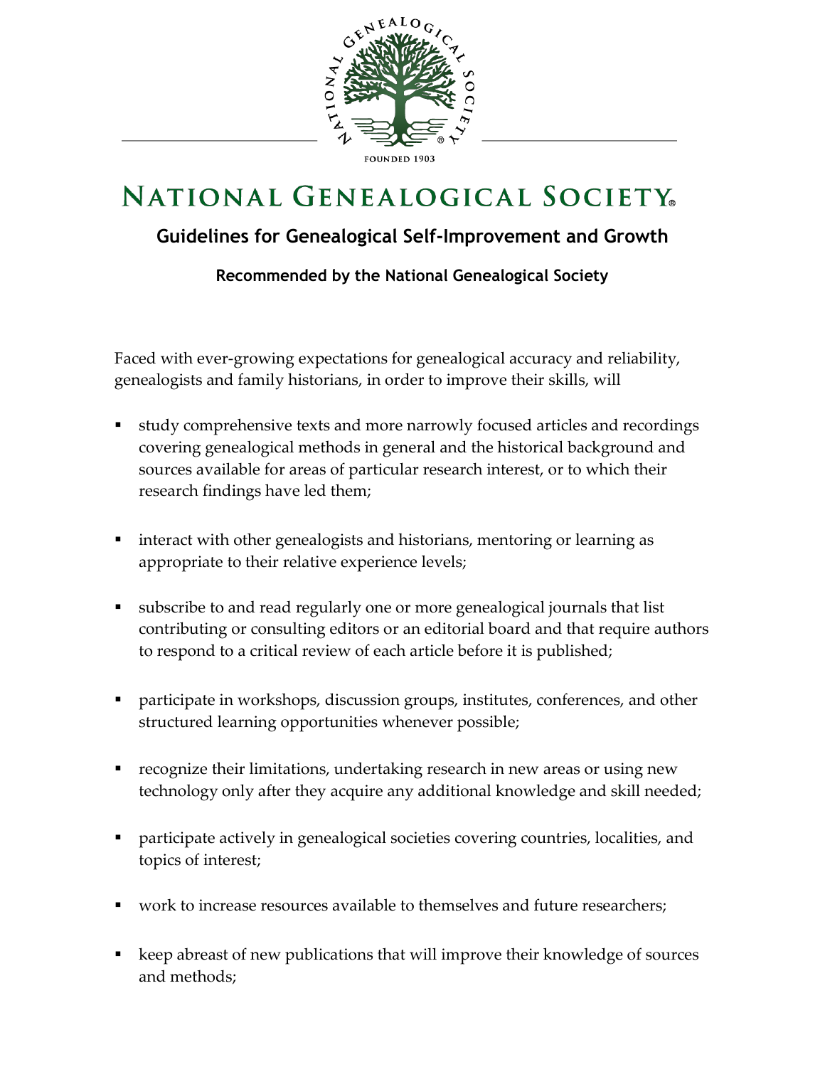NATIONAL GENEALOGICAL SOCIETY

FOUNDED 1903

# NATIONAL GENEALOGICAL SOCIETY

## Guidelines for Genealogical Self-Improvement and Growth

### Recommended by the National Genealogical Society

Faced with ever-growing expectations for genealogical accuracy and reliability, genealogists and family historians, in order to improve their skills, will

- study comprehensive texts and more narrowly focused articles and recordings covering genealogical methods in general and the historical background and sources available for areas of particular research interest, or to which their research findings have led them;

- interact with other genealogists and historians, mentoring or learning as appropriate to their relative experience levels;

- subscribe to and read regularly one or more genealogical journals that list contributing or consulting editors or an editorial board and that require authors to respond to a critical review of each article before it is published;

- participate in workshops, discussion groups, institutes, conferences, and other structured learning opportunities whenever possible;

- recognize their limitations, undertaking research in new areas or using new technology only after they acquire any additional knowledge and skill needed;

- participate actively in genealogical societies covering countries, localities, and topics of interest;

- work to increase resources available to themselves and future researchers;

- keep abreast of new publications that will improve their knowledge of sources and methods;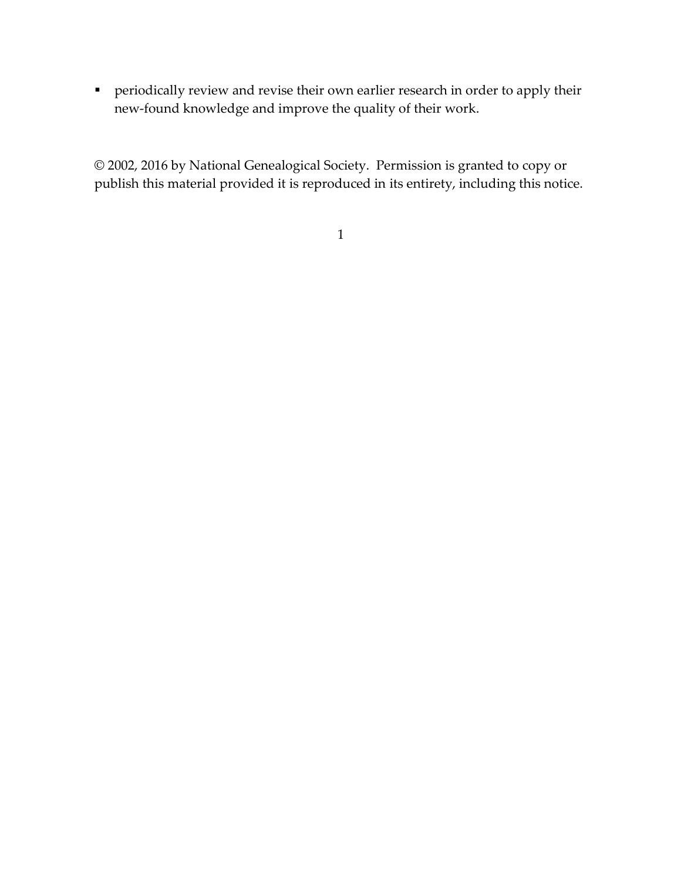- periodically review and revise their own earlier research in order to apply their new-found knowledge and improve the quality of their work.

© 2002, 2016 by National Genealogical Society. Permission is granted to copy or publish this material provided it is reproduced in its entirety, including this notice.